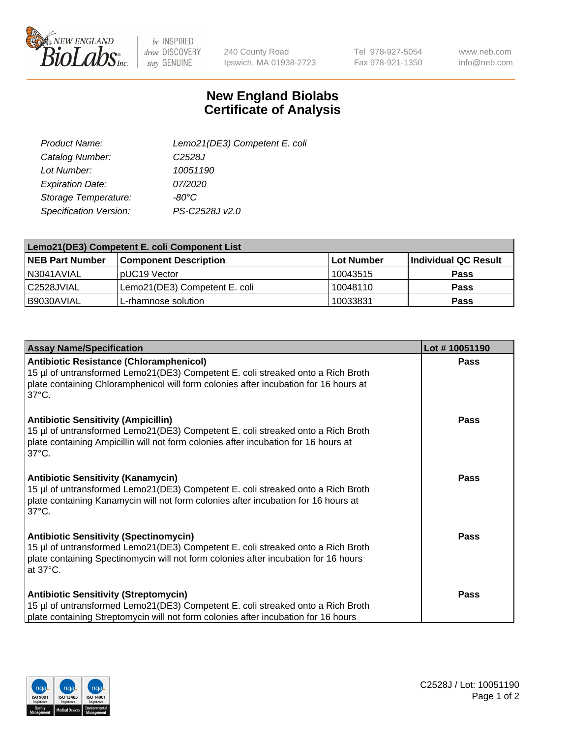240 County Road
Ipswich, MA 01938-2723

Tel 978-927-5054
Fax 978-921-1350

www.neb.com
info@neb.com

# New England Biolabs
# Certificate of Analysis

| | |
|---|---|
| *Product Name:* | *Lemo21(DE3) Competent E. coli* |
| *Catalog Number:* | *C2528J* |
| *Lot Number:* | *10051190* |
| *Expiration Date:* | *07/2020* |
| *Storage Temperature:* | *-80°C* |
| *Specification Version:* | *PS-C2528J v2.0* |

| Lemo21(DE3) Competent E. coli Component List | | | |
|---|---|---|---|
| **NEB Part Number** | **Component Description** | **Lot Number** | **Individual QC Result** |
| N3041AVIAL | pUC19 Vector | 10043515 | **Pass** |
| C2528JVIAL | Lemo21(DE3) Competent E. coli | 10048110 | **Pass** |
| B9030AVIAL | L-rhamnose solution | 10033831 | **Pass** |

| Assay Name/Specification | Lot # 10051190 |
|---|---|
| **Antibiotic Resistance (Chloramphenicol)** 15 µl of untransformed Lemo21(DE3) Competent E. coli streaked onto a Rich Broth plate containing Chloramphenicol will form colonies after incubation for 16 hours at 37°C. | **Pass** |
| **Antibiotic Sensitivity (Ampicillin)** 15 µl of untransformed Lemo21(DE3) Competent E. coli streaked onto a Rich Broth plate containing Ampicillin will not form colonies after incubation for 16 hours at 37°C. | **Pass** |
| **Antibiotic Sensitivity (Kanamycin)** 15 µl of untransformed Lemo21(DE3) Competent E. coli streaked onto a Rich Broth plate containing Kanamycin will not form colonies after incubation for 16 hours at 37°C. | **Pass** |
| **Antibiotic Sensitivity (Spectinomycin)** 15 µl of untransformed Lemo21(DE3) Competent E. coli streaked onto a Rich Broth plate containing Spectinomycin will not form colonies after incubation for 16 hours at 37°C. | **Pass** |
| **Antibiotic Sensitivity (Streptomycin)** 15 µl of untransformed Lemo21(DE3) Competent E. coli streaked onto a Rich Broth plate containing Streptomycin will not form colonies after incubation for 16 hours | **Pass** |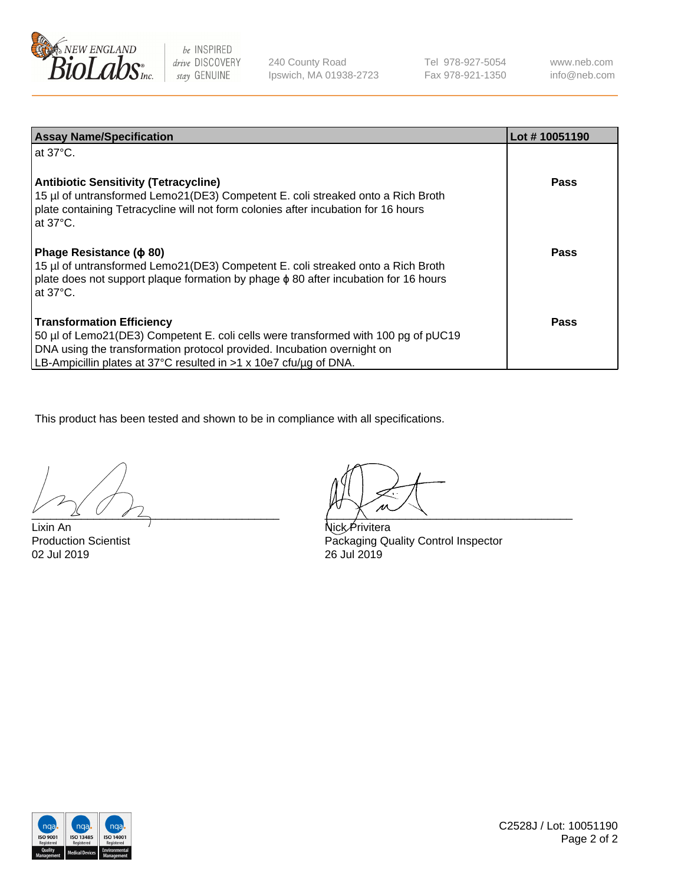| Assay Name/Specification | Lot # 10051190 |
| --- | --- |
| at 37°C. | |
| **Antibiotic Sensitivity (Tetracycline)**<br>15 µl of untransformed Lemo21(DE3) Competent E. coli streaked onto a Rich Broth plate containing Tetracycline will not form colonies after incubation for 16 hours at 37°C. | Pass |
| **Phage Resistance (ϕ 80)**<br>15 µl of untransformed Lemo21(DE3) Competent E. coli streaked onto a Rich Broth plate does not support plaque formation by phage ϕ 80 after incubation for 16 hours at 37°C. | Pass |
| **Transformation Efficiency**<br>50 µl of Lemo21(DE3) Competent E. coli cells were transformed with 100 pg of pUC19 DNA using the transformation protocol provided. Incubation overnight on LB-Ampicillin plates at 37°C resulted in >1 x 10e7 cfu/µg of DNA. | Pass |

This product has been tested and shown to be in compliance with all specifications.

Lixin An
Production Scientist
02 Jul 2019

Nick Privitera
Packaging Quality Control Inspector
26 Jul 2019

C2528J / Lot: 10051190